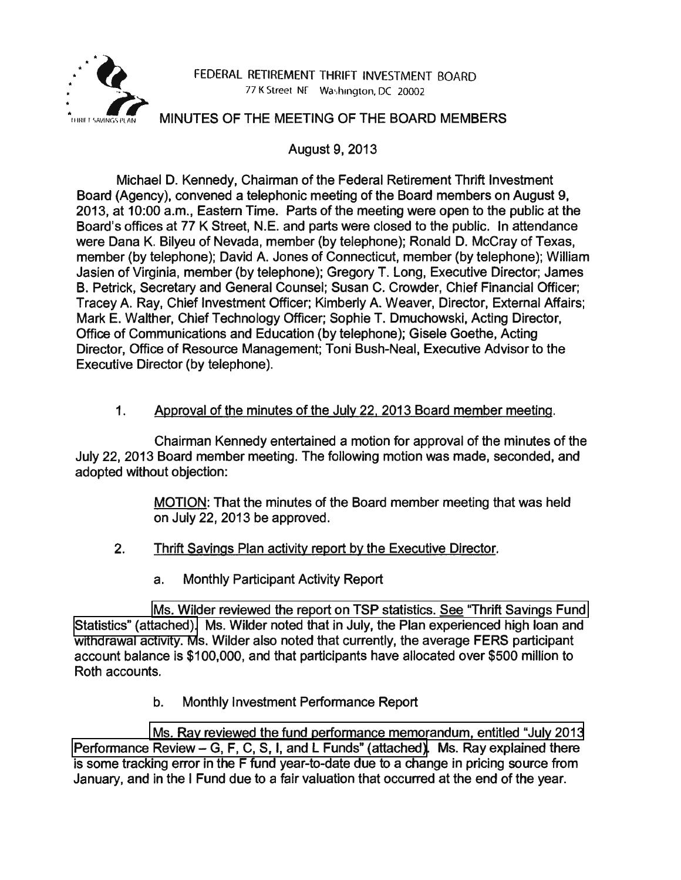FEDERAL RETIREMENT THRIFT INVESTMENT BOARD
77 K Street NE Washington, DC 20002

# MINUTES OF THE MEETING OF THE BOARD MEMBERS

August 9, 2013

Michael D. Kennedy, Chairman of the Federal Retirement Thrift Investment Board (Agency), convened a telephonic meeting of the Board members on August 9, 2013, at 10:00 a.m., Eastern Time. Parts of the meeting were open to the public at the Board's offices at 77 K Street, N.E. and parts were closed to the public. In attendance were Dana K. Bilyeu of Nevada, member (by telephone); Ronald D. McCray of Texas, member (by telephone); David A. Jones of Connecticut, member (by telephone); William Jasien of Virginia, member (by telephone); Gregory T. Long, Executive Director; James B. Petrick, Secretary and General Counsel; Susan C. Crowder, Chief Financial Officer; Tracey A. Ray, Chief Investment Officer; Kimberly A. Weaver, Director, External Affairs; Mark E. Walther, Chief Technology Officer; Sophie T. Dmuchowski, Acting Director, Office of Communications and Education (by telephone); Gisele Goethe, Acting Director, Office of Resource Management; Toni Bush-Neal, Executive Advisor to the Executive Director (by telephone).

1. Approval of the minutes of the July 22, 2013 Board member meeting.

Chairman Kennedy entertained a motion for approval of the minutes of the July 22, 2013 Board member meeting. The following motion was made, seconded, and adopted without objection:

> MOTION: That the minutes of the Board member meeting that was held on July 22, 2013 be approved.

2. Thrift Savings Plan activity report by the Executive Director.

   a. Monthly Participant Activity Report

Ms. Wilder reviewed the report on TSP statistics. See "Thrift Savings Fund Statistics" (attached). Ms. Wilder noted that in July, the Plan experienced high loan and withdrawal activity. Ms. Wilder also noted that currently, the average FERS participant account balance is $100,000, and that participants have allocated over $500 million to Roth accounts.

   b. Monthly Investment Performance Report

Ms. Ray reviewed the fund performance memorandum, entitled "July 2013 Performance Review – G, F, C, S, I, and L Funds" (attached). Ms. Ray explained there is some tracking error in the F fund year-to-date due to a change in pricing source from January, and in the I Fund due to a fair valuation that occurred at the end of the year.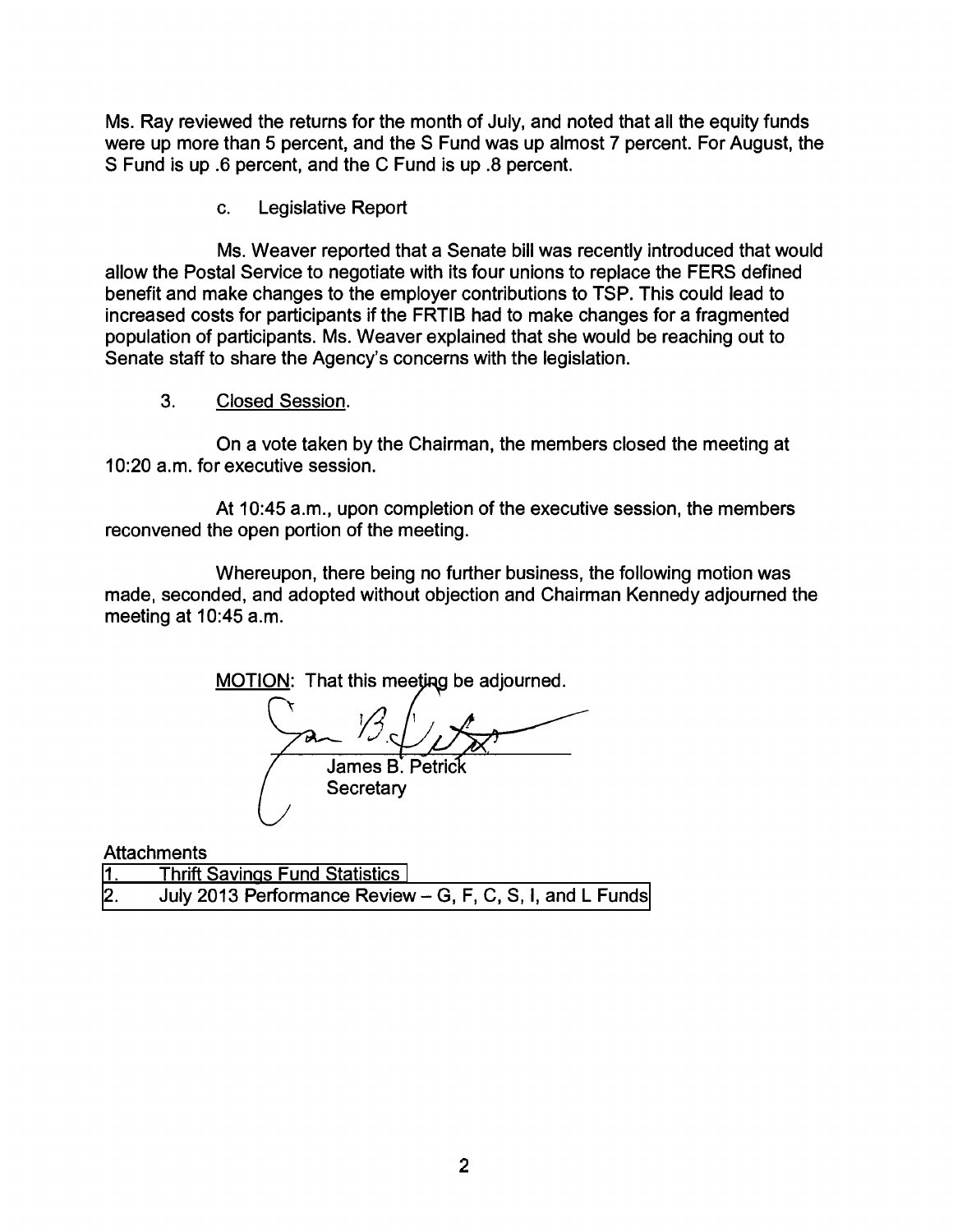Ms. Ray reviewed the returns for the month of July, and noted that all the equity funds were up more than 5 percent, and the S Fund was up almost 7 percent. For August, the S Fund is up .6 percent, and the C Fund is up .8 percent.

c. Legislative Report

Ms. Weaver reported that a Senate bill was recently introduced that would allow the Postal Service to negotiate with its four unions to replace the FERS defined benefit and make changes to the employer contributions to TSP. This could lead to increased costs for participants if the FRTIB had to make changes for a fragmented population of participants. Ms. Weaver explained that she would be reaching out to Senate staff to share the Agency's concerns with the legislation.

3. Closed Session.

On a vote taken by the Chairman, the members closed the meeting at 10:20 a.m. for executive session.

At 10:45 a.m., upon completion of the executive session, the members reconvened the open portion of the meeting.

Whereupon, there being no further business, the following motion was made, seconded, and adopted without objection and Chairman Kennedy adjourned the meeting at 10:45 a.m.

MOTION: That this meeting be adjourned.

James B. Petrick
Secretary

Attachments

1. Thrift Savings Fund Statistics
2. July 2013 Performance Review – G, F, C, S, I, and L Funds